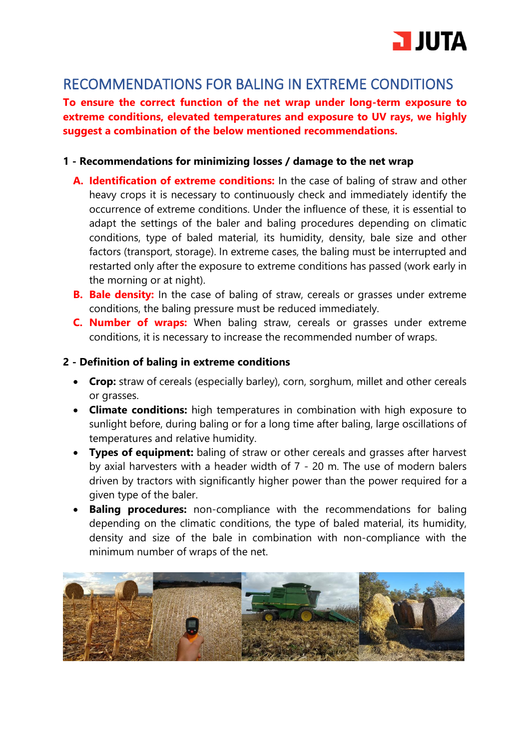# RECOMMENDATIONS FOR BALING IN EXTREME CONDITIONS

**To ensure the correct function of the net wrap under long-term exposure to extreme conditions, elevated temperatures and exposure to UV rays, we highly suggest a combination of the below mentioned recommendations.**

## 1 - Recommendations for minimizing losses / damage to the net wrap

A. **Identification of extreme conditions:** In the case of baling of straw and other heavy crops it is necessary to continuously check and immediately identify the occurrence of extreme conditions. Under the influence of these, it is essential to adapt the settings of the baler and baling procedures depending on climatic conditions, type of baled material, its humidity, density, bale size and other factors (transport, storage). In extreme cases, the baling must be interrupted and restarted only after the exposure to extreme conditions has passed (work early in the morning or at night).

B. **Bale density:** In the case of baling of straw, cereals or grasses under extreme conditions, the baling pressure must be reduced immediately.

C. **Number of wraps:** When baling straw, cereals or grasses under extreme conditions, it is necessary to increase the recommended number of wraps.

## 2 - Definition of baling in extreme conditions

- **Crop:** straw of cereals (especially barley), corn, sorghum, millet and other cereals or grasses.
- **Climate conditions:** high temperatures in combination with high exposure to sunlight before, during baling or for a long time after baling, large oscillations of temperatures and relative humidity.
- **Types of equipment:** baling of straw or other cereals and grasses after harvest by axial harvesters with a header width of 7 - 20 m. The use of modern balers driven by tractors with significantly higher power than the power required for a given type of the baler.
- **Baling procedures:** non-compliance with the recommendations for baling depending on the climatic conditions, the type of baled material, its humidity, density and size of the bale in combination with non-compliance with the minimum number of wraps of the net.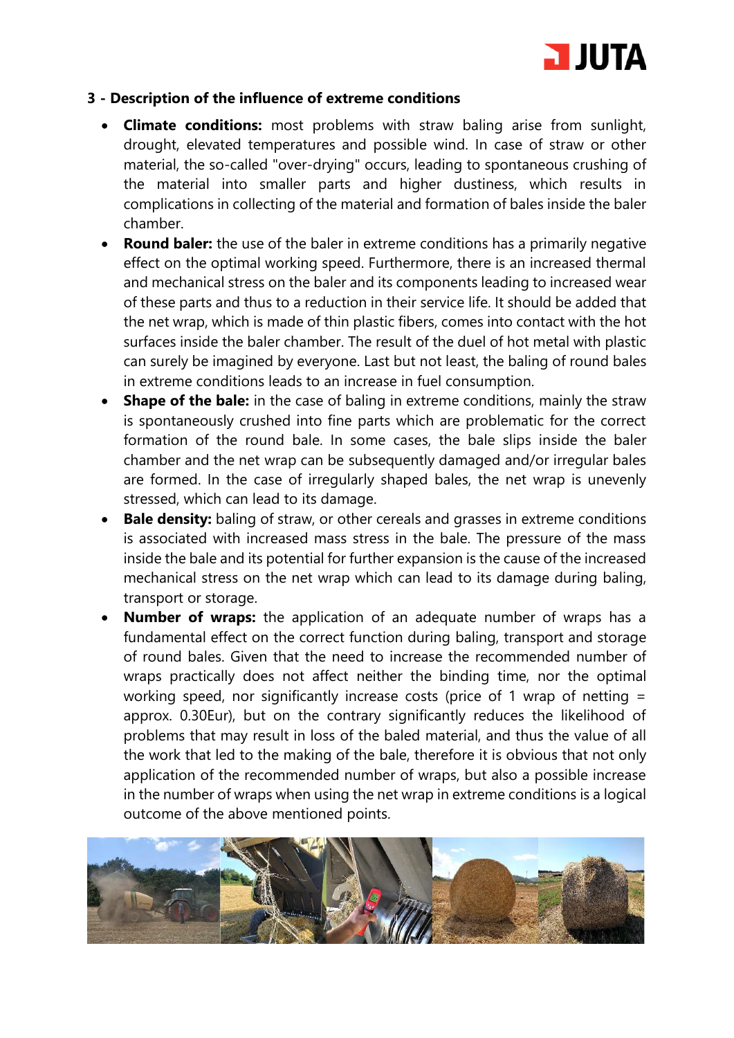## 3 - Description of the influence of extreme conditions

- **Climate conditions:** most problems with straw baling arise from sunlight, drought, elevated temperatures and possible wind. In case of straw or other material, the so-called "over-drying" occurs, leading to spontaneous crushing of the material into smaller parts and higher dustiness, which results in complications in collecting of the material and formation of bales inside the baler chamber.
- **Round baler:** the use of the baler in extreme conditions has a primarily negative effect on the optimal working speed. Furthermore, there is an increased thermal and mechanical stress on the baler and its components leading to increased wear of these parts and thus to a reduction in their service life. It should be added that the net wrap, which is made of thin plastic fibers, comes into contact with the hot surfaces inside the baler chamber. The result of the duel of hot metal with plastic can surely be imagined by everyone. Last but not least, the baling of round bales in extreme conditions leads to an increase in fuel consumption.
- **Shape of the bale:** in the case of baling in extreme conditions, mainly the straw is spontaneously crushed into fine parts which are problematic for the correct formation of the round bale. In some cases, the bale slips inside the baler chamber and the net wrap can be subsequently damaged and/or irregular bales are formed. In the case of irregularly shaped bales, the net wrap is unevenly stressed, which can lead to its damage.
- **Bale density:** baling of straw, or other cereals and grasses in extreme conditions is associated with increased mass stress in the bale. The pressure of the mass inside the bale and its potential for further expansion is the cause of the increased mechanical stress on the net wrap which can lead to its damage during baling, transport or storage.
- **Number of wraps:** the application of an adequate number of wraps has a fundamental effect on the correct function during baling, transport and storage of round bales. Given that the need to increase the recommended number of wraps practically does not affect neither the binding time, nor the optimal working speed, nor significantly increase costs (price of 1 wrap of netting = approx. 0.30Eur), but on the contrary significantly reduces the likelihood of problems that may result in loss of the baled material, and thus the value of all the work that led to the making of the bale, therefore it is obvious that not only application of the recommended number of wraps, but also a possible increase in the number of wraps when using the net wrap in extreme conditions is a logical outcome of the above mentioned points.